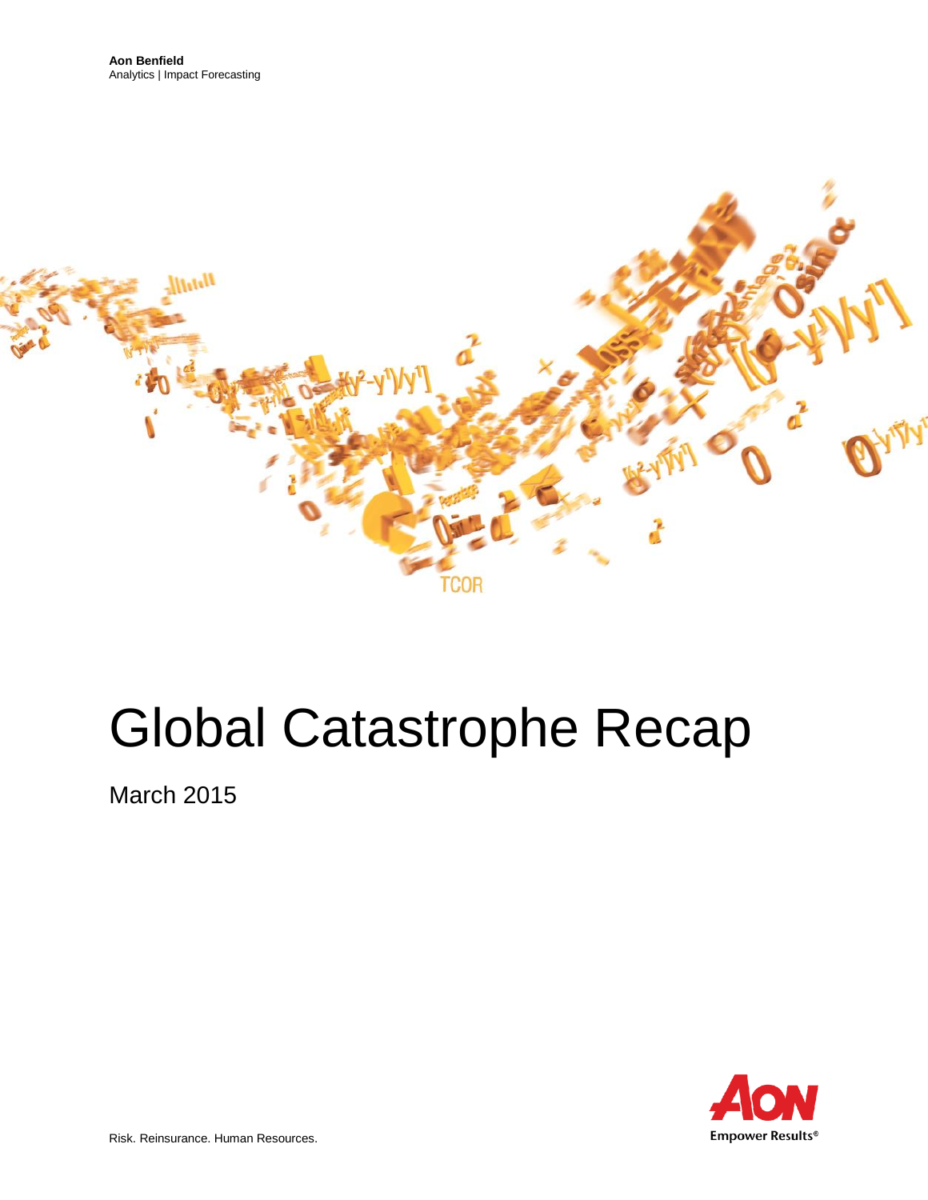**Aon Benfield**
Analytics | Impact Forecasting

# Global Catastrophe Recap

March 2015

Risk. Reinsurance. Human Resources.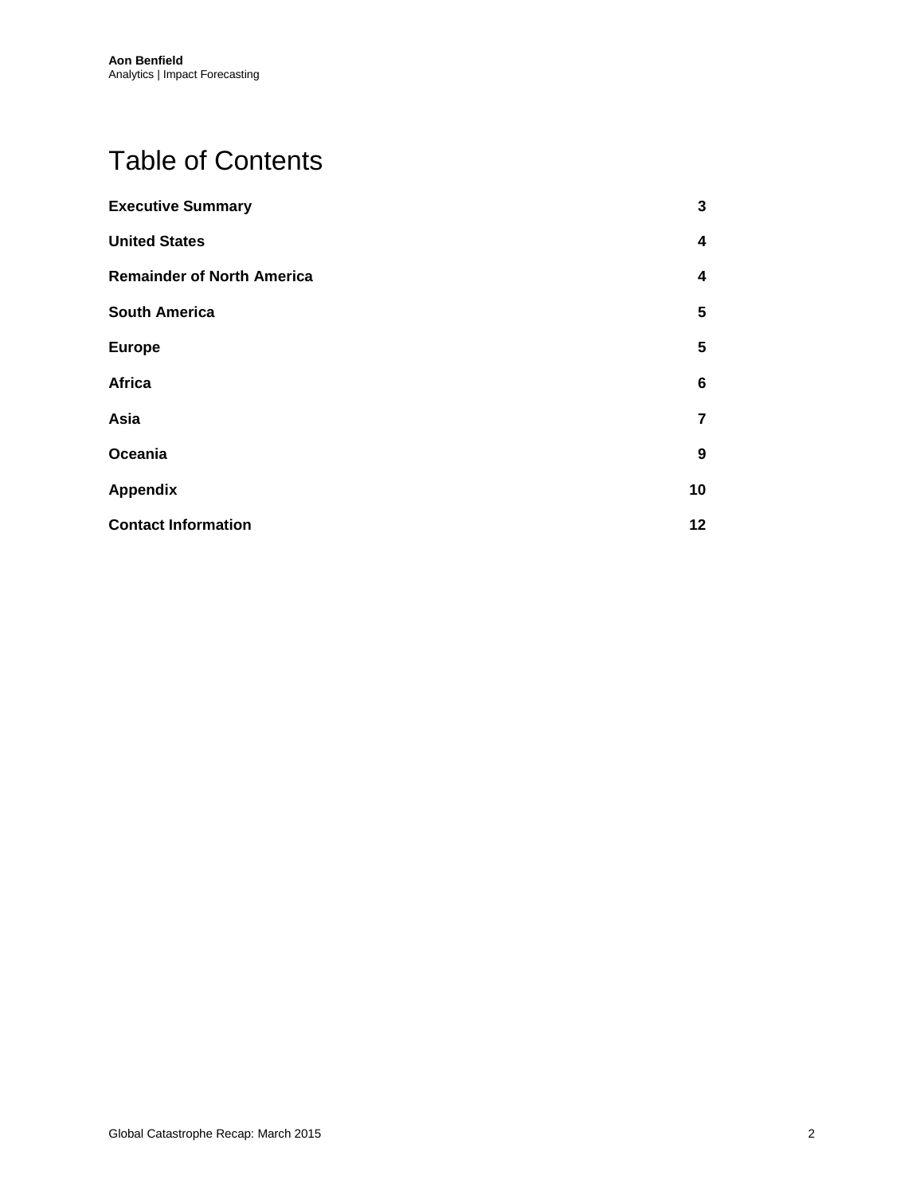# Table of Contents

| | |
|---|---|
| **Executive Summary** | **3** |
| **United States** | **4** |
| **Remainder of North America** | **4** |
| **South America** | **5** |
| **Europe** | **5** |
| **Africa** | **6** |
| **Asia** | **7** |
| **Oceania** | **9** |
| **Appendix** | **10** |
| **Contact Information** | **12** |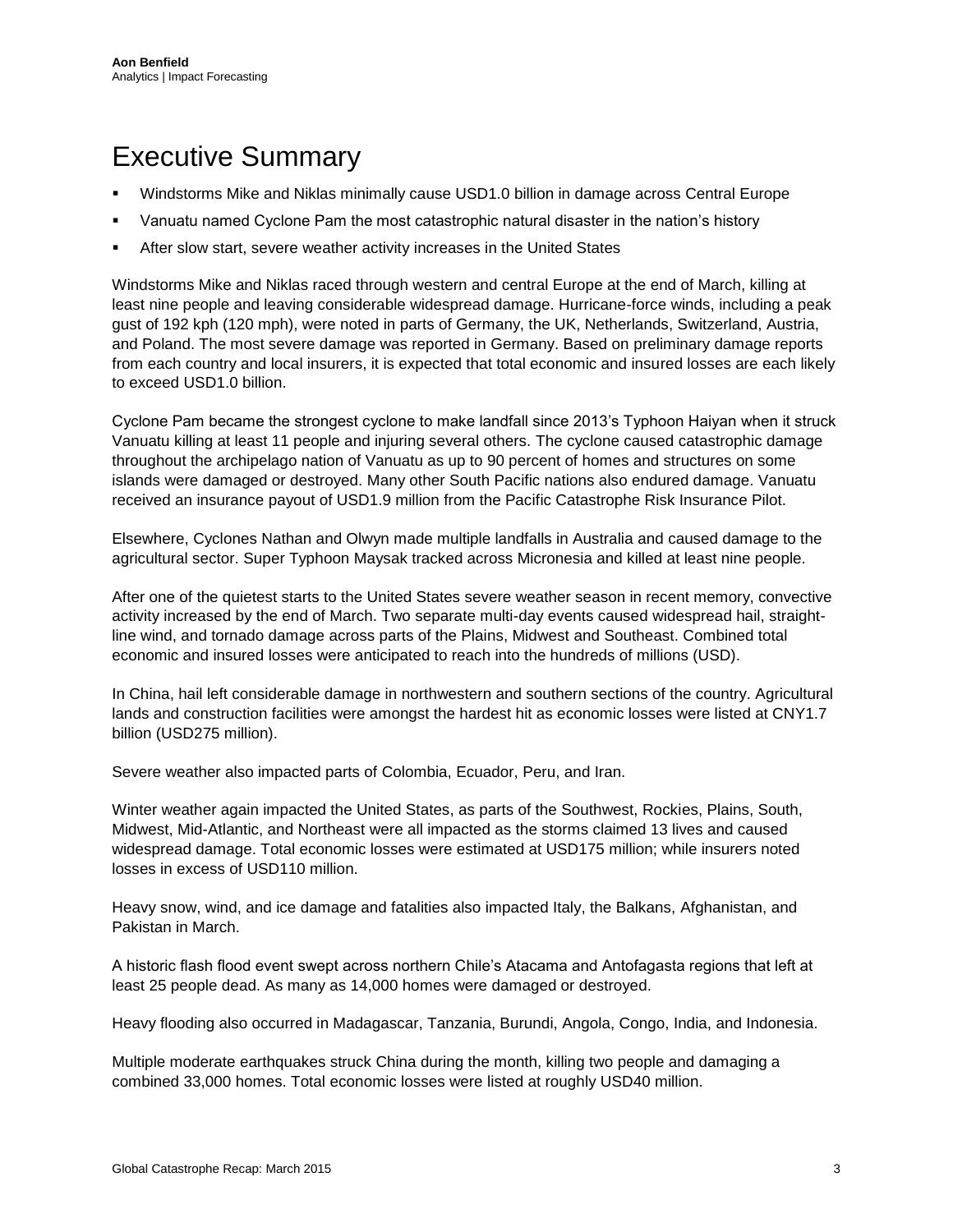# Executive Summary

- Windstorms Mike and Niklas minimally cause USD1.0 billion in damage across Central Europe
- Vanuatu named Cyclone Pam the most catastrophic natural disaster in the nation's history
- After slow start, severe weather activity increases in the United States

Windstorms Mike and Niklas raced through western and central Europe at the end of March, killing at least nine people and leaving considerable widespread damage. Hurricane-force winds, including a peak gust of 192 kph (120 mph), were noted in parts of Germany, the UK, Netherlands, Switzerland, Austria, and Poland. The most severe damage was reported in Germany. Based on preliminary damage reports from each country and local insurers, it is expected that total economic and insured losses are each likely to exceed USD1.0 billion.

Cyclone Pam became the strongest cyclone to make landfall since 2013's Typhoon Haiyan when it struck Vanuatu killing at least 11 people and injuring several others. The cyclone caused catastrophic damage throughout the archipelago nation of Vanuatu as up to 90 percent of homes and structures on some islands were damaged or destroyed. Many other South Pacific nations also endured damage. Vanuatu received an insurance payout of USD1.9 million from the Pacific Catastrophe Risk Insurance Pilot.

Elsewhere, Cyclones Nathan and Olwyn made multiple landfalls in Australia and caused damage to the agricultural sector. Super Typhoon Maysak tracked across Micronesia and killed at least nine people.

After one of the quietest starts to the United States severe weather season in recent memory, convective activity increased by the end of March. Two separate multi-day events caused widespread hail, straight-line wind, and tornado damage across parts of the Plains, Midwest and Southeast. Combined total economic and insured losses were anticipated to reach into the hundreds of millions (USD).

In China, hail left considerable damage in northwestern and southern sections of the country. Agricultural lands and construction facilities were amongst the hardest hit as economic losses were listed at CNY1.7 billion (USD275 million).

Severe weather also impacted parts of Colombia, Ecuador, Peru, and Iran.

Winter weather again impacted the United States, as parts of the Southwest, Rockies, Plains, South, Midwest, Mid-Atlantic, and Northeast were all impacted as the storms claimed 13 lives and caused widespread damage. Total economic losses were estimated at USD175 million; while insurers noted losses in excess of USD110 million.

Heavy snow, wind, and ice damage and fatalities also impacted Italy, the Balkans, Afghanistan, and Pakistan in March.

A historic flash flood event swept across northern Chile's Atacama and Antofagasta regions that left at least 25 people dead. As many as 14,000 homes were damaged or destroyed.

Heavy flooding also occurred in Madagascar, Tanzania, Burundi, Angola, Congo, India, and Indonesia.

Multiple moderate earthquakes struck China during the month, killing two people and damaging a combined 33,000 homes. Total economic losses were listed at roughly USD40 million.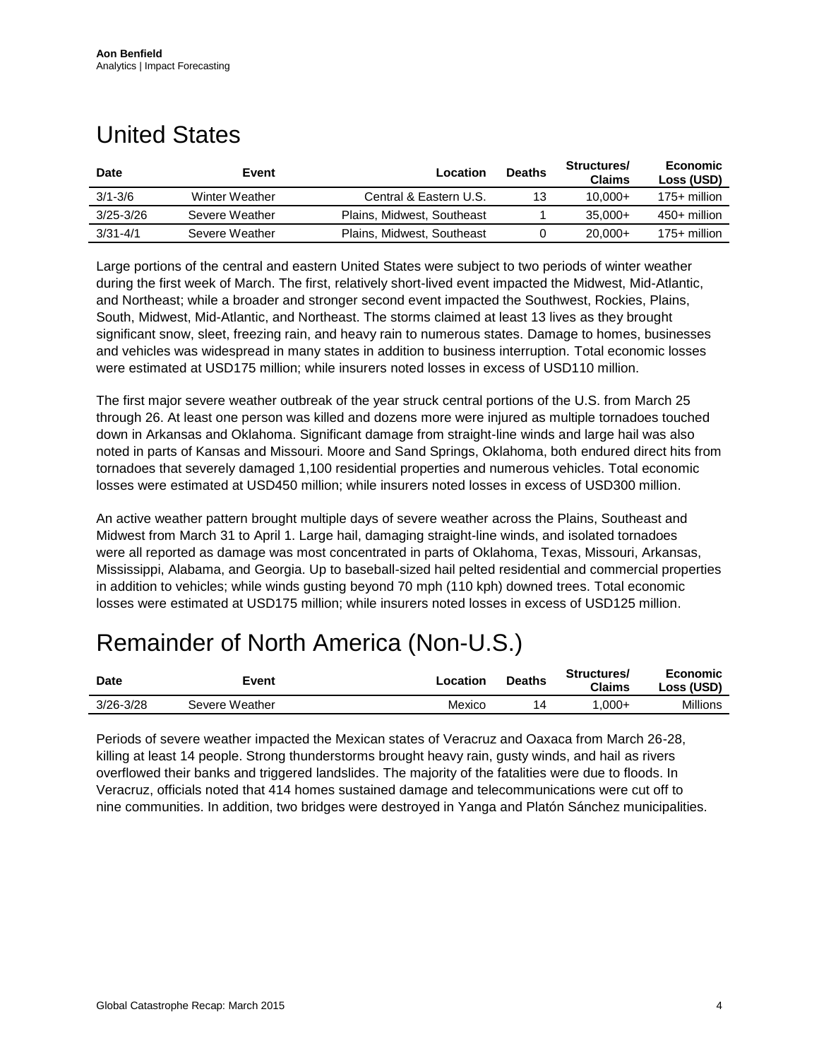# United States

| Date | Event | Location | Deaths | Structures/ Claims | Economic Loss (USD) |
|---|---|---|---|---|---|
| 3/1-3/6 | Winter Weather | Central & Eastern U.S. | 13 | 10,000+ | 175+ million |
| 3/25-3/26 | Severe Weather | Plains, Midwest, Southeast | 1 | 35,000+ | 450+ million |
| 3/31-4/1 | Severe Weather | Plains, Midwest, Southeast | 0 | 20,000+ | 175+ million |

Large portions of the central and eastern United States were subject to two periods of winter weather during the first week of March. The first, relatively short-lived event impacted the Midwest, Mid-Atlantic, and Northeast; while a broader and stronger second event impacted the Southwest, Rockies, Plains, South, Midwest, Mid-Atlantic, and Northeast. The storms claimed at least 13 lives as they brought significant snow, sleet, freezing rain, and heavy rain to numerous states. Damage to homes, businesses and vehicles was widespread in many states in addition to business interruption. Total economic losses were estimated at USD175 million; while insurers noted losses in excess of USD110 million.

The first major severe weather outbreak of the year struck central portions of the U.S. from March 25 through 26. At least one person was killed and dozens more were injured as multiple tornadoes touched down in Arkansas and Oklahoma. Significant damage from straight-line winds and large hail was also noted in parts of Kansas and Missouri. Moore and Sand Springs, Oklahoma, both endured direct hits from tornadoes that severely damaged 1,100 residential properties and numerous vehicles. Total economic losses were estimated at USD450 million; while insurers noted losses in excess of USD300 million.

An active weather pattern brought multiple days of severe weather across the Plains, Southeast and Midwest from March 31 to April 1. Large hail, damaging straight-line winds, and isolated tornadoes were all reported as damage was most concentrated in parts of Oklahoma, Texas, Missouri, Arkansas, Mississippi, Alabama, and Georgia. Up to baseball-sized hail pelted residential and commercial properties in addition to vehicles; while winds gusting beyond 70 mph (110 kph) downed trees. Total economic losses were estimated at USD175 million; while insurers noted losses in excess of USD125 million.

# Remainder of North America (Non-U.S.)

| Date | Event | Location | Deaths | Structures/ Claims | Economic Loss (USD) |
|---|---|---|---|---|---|
| 3/26-3/28 | Severe Weather | Mexico | 14 | 1,000+ | Millions |

Periods of severe weather impacted the Mexican states of Veracruz and Oaxaca from March 26-28, killing at least 14 people. Strong thunderstorms brought heavy rain, gusty winds, and hail as rivers overflowed their banks and triggered landslides. The majority of the fatalities were due to floods. In Veracruz, officials noted that 414 homes sustained damage and telecommunications were cut off to nine communities. In addition, two bridges were destroyed in Yanga and Platón Sánchez municipalities.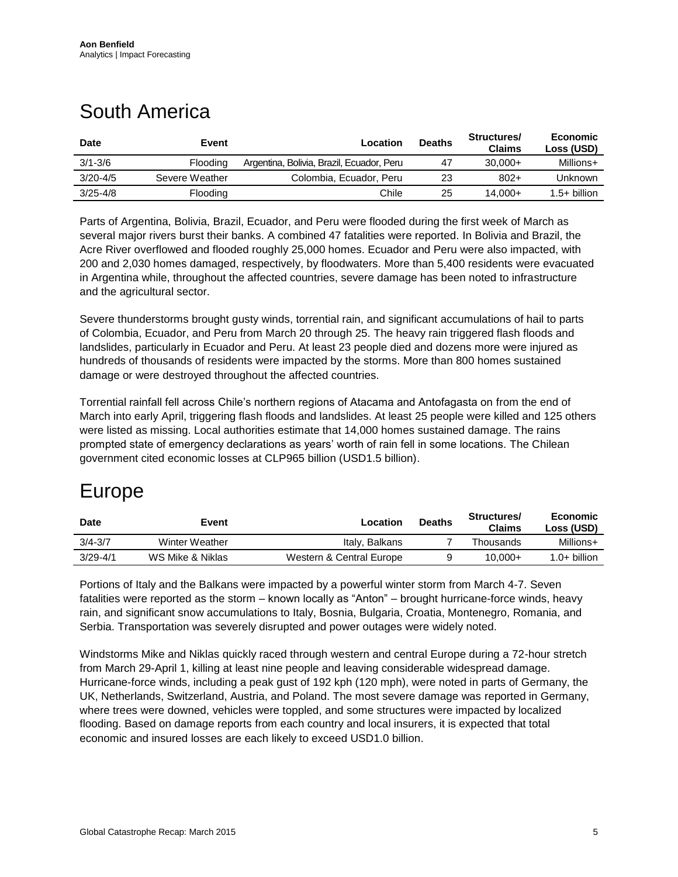# South America

| Date | Event | Location | Deaths | Structures/ Claims | Economic Loss (USD) |
|---|---|---|---|---|---|
| 3/1-3/6 | Flooding | Argentina, Bolivia, Brazil, Ecuador, Peru | 47 | 30,000+ | Millions+ |
| 3/20-4/5 | Severe Weather | Colombia, Ecuador, Peru | 23 | 802+ | Unknown |
| 3/25-4/8 | Flooding | Chile | 25 | 14,000+ | 1.5+ billion |

Parts of Argentina, Bolivia, Brazil, Ecuador, and Peru were flooded during the first week of March as several major rivers burst their banks. A combined 47 fatalities were reported. In Bolivia and Brazil, the Acre River overflowed and flooded roughly 25,000 homes. Ecuador and Peru were also impacted, with 200 and 2,030 homes damaged, respectively, by floodwaters. More than 5,400 residents were evacuated in Argentina while, throughout the affected countries, severe damage has been noted to infrastructure and the agricultural sector.

Severe thunderstorms brought gusty winds, torrential rain, and significant accumulations of hail to parts of Colombia, Ecuador, and Peru from March 20 through 25. The heavy rain triggered flash floods and landslides, particularly in Ecuador and Peru. At least 23 people died and dozens more were injured as hundreds of thousands of residents were impacted by the storms. More than 800 homes sustained damage or were destroyed throughout the affected countries.

Torrential rainfall fell across Chile's northern regions of Atacama and Antofagasta on from the end of March into early April, triggering flash floods and landslides. At least 25 people were killed and 125 others were listed as missing. Local authorities estimate that 14,000 homes sustained damage. The rains prompted state of emergency declarations as years' worth of rain fell in some locations. The Chilean government cited economic losses at CLP965 billion (USD1.5 billion).

# Europe

| Date | Event | Location | Deaths | Structures/ Claims | Economic Loss (USD) |
|---|---|---|---|---|---|
| 3/4-3/7 | Winter Weather | Italy, Balkans | 7 | Thousands | Millions+ |
| 3/29-4/1 | WS Mike & Niklas | Western & Central Europe | 9 | 10,000+ | 1.0+ billion |

Portions of Italy and the Balkans were impacted by a powerful winter storm from March 4-7. Seven fatalities were reported as the storm – known locally as "Anton" – brought hurricane-force winds, heavy rain, and significant snow accumulations to Italy, Bosnia, Bulgaria, Croatia, Montenegro, Romania, and Serbia. Transportation was severely disrupted and power outages were widely noted.

Windstorms Mike and Niklas quickly raced through western and central Europe during a 72-hour stretch from March 29-April 1, killing at least nine people and leaving considerable widespread damage. Hurricane-force winds, including a peak gust of 192 kph (120 mph), were noted in parts of Germany, the UK, Netherlands, Switzerland, Austria, and Poland. The most severe damage was reported in Germany, where trees were downed, vehicles were toppled, and some structures were impacted by localized flooding. Based on damage reports from each country and local insurers, it is expected that total economic and insured losses are each likely to exceed USD1.0 billion.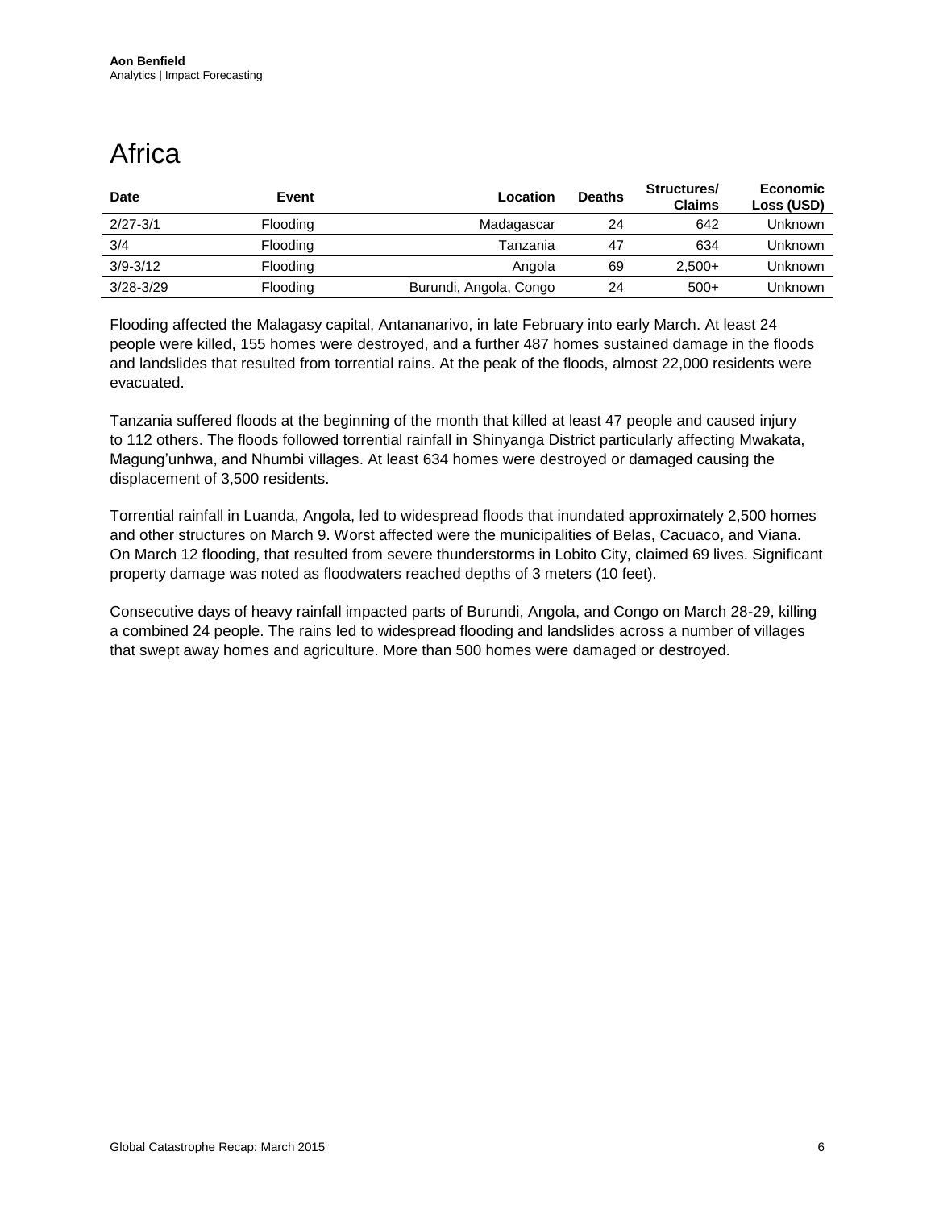# Africa

| Date | Event | Location | Deaths | Structures/ Claims | Economic Loss (USD) |
|---|---|---|---|---|---|
| 2/27-3/1 | Flooding | Madagascar | 24 | 642 | Unknown |
| 3/4 | Flooding | Tanzania | 47 | 634 | Unknown |
| 3/9-3/12 | Flooding | Angola | 69 | 2,500+ | Unknown |
| 3/28-3/29 | Flooding | Burundi, Angola, Congo | 24 | 500+ | Unknown |

Flooding affected the Malagasy capital, Antananarivo, in late February into early March. At least 24 people were killed, 155 homes were destroyed, and a further 487 homes sustained damage in the floods and landslides that resulted from torrential rains. At the peak of the floods, almost 22,000 residents were evacuated.

Tanzania suffered floods at the beginning of the month that killed at least 47 people and caused injury to 112 others. The floods followed torrential rainfall in Shinyanga District particularly affecting Mwakata, Magung'unhwa, and Nhumbi villages. At least 634 homes were destroyed or damaged causing the displacement of 3,500 residents.

Torrential rainfall in Luanda, Angola, led to widespread floods that inundated approximately 2,500 homes and other structures on March 9. Worst affected were the municipalities of Belas, Cacuaco, and Viana. On March 12 flooding, that resulted from severe thunderstorms in Lobito City, claimed 69 lives. Significant property damage was noted as floodwaters reached depths of 3 meters (10 feet).

Consecutive days of heavy rainfall impacted parts of Burundi, Angola, and Congo on March 28-29, killing a combined 24 people. The rains led to widespread flooding and landslides across a number of villages that swept away homes and agriculture. More than 500 homes were damaged or destroyed.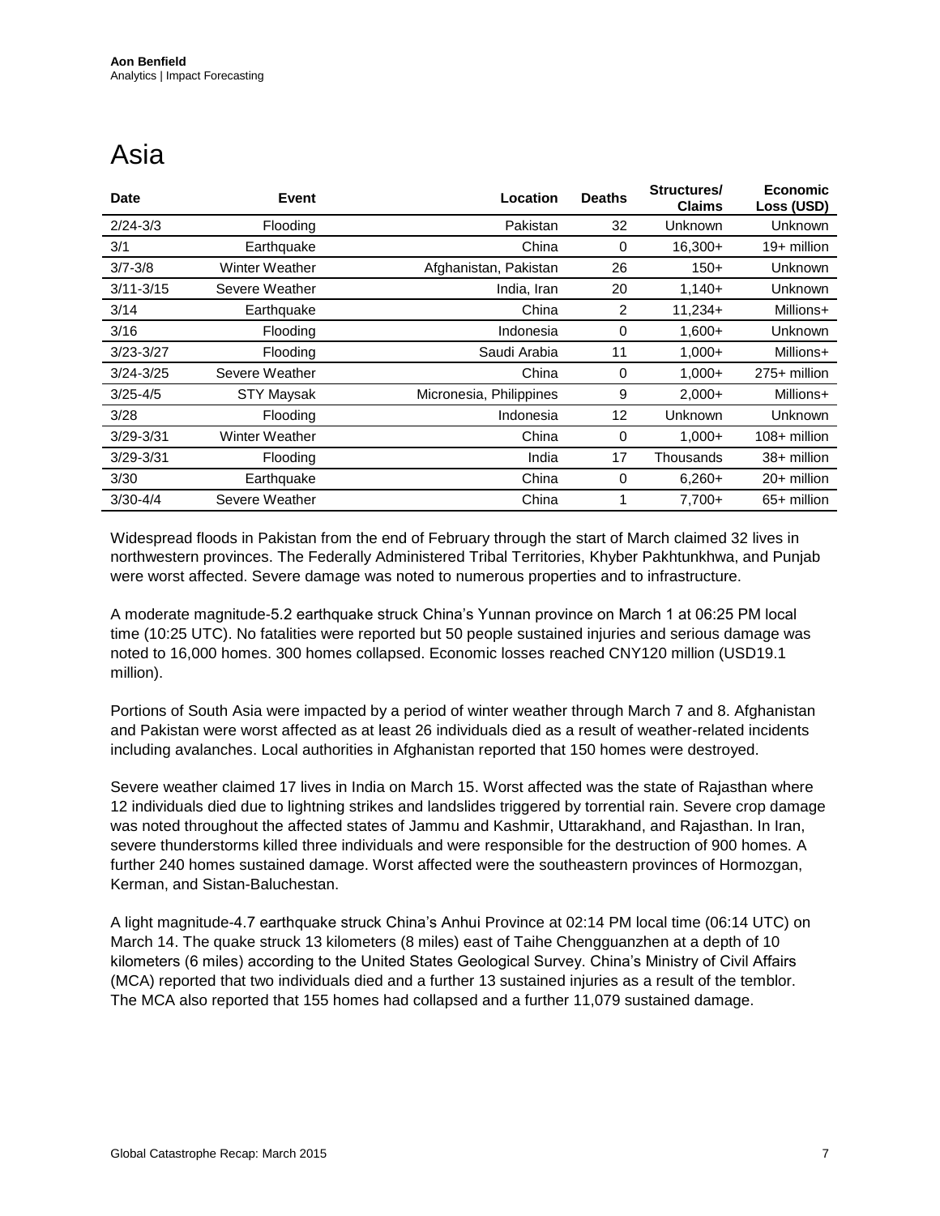# Asia

| Date | Event | Location | Deaths | Structures/ Claims | Economic Loss (USD) |
|---|---|---|---|---|---|
| 2/24-3/3 | Flooding | Pakistan | 32 | Unknown | Unknown |
| 3/1 | Earthquake | China | 0 | 16,300+ | 19+ million |
| 3/7-3/8 | Winter Weather | Afghanistan, Pakistan | 26 | 150+ | Unknown |
| 3/11-3/15 | Severe Weather | India, Iran | 20 | 1,140+ | Unknown |
| 3/14 | Earthquake | China | 2 | 11,234+ | Millions+ |
| 3/16 | Flooding | Indonesia | 0 | 1,600+ | Unknown |
| 3/23-3/27 | Flooding | Saudi Arabia | 11 | 1,000+ | Millions+ |
| 3/24-3/25 | Severe Weather | China | 0 | 1,000+ | 275+ million |
| 3/25-4/5 | STY Maysak | Micronesia, Philippines | 9 | 2,000+ | Millions+ |
| 3/28 | Flooding | Indonesia | 12 | Unknown | Unknown |
| 3/29-3/31 | Winter Weather | China | 0 | 1,000+ | 108+ million |
| 3/29-3/31 | Flooding | India | 17 | Thousands | 38+ million |
| 3/30 | Earthquake | China | 0 | 6,260+ | 20+ million |
| 3/30-4/4 | Severe Weather | China | 1 | 7,700+ | 65+ million |

Widespread floods in Pakistan from the end of February through the start of March claimed 32 lives in northwestern provinces. The Federally Administered Tribal Territories, Khyber Pakhtunkhwa, and Punjab were worst affected. Severe damage was noted to numerous properties and to infrastructure.

A moderate magnitude-5.2 earthquake struck China's Yunnan province on March 1 at 06:25 PM local time (10:25 UTC). No fatalities were reported but 50 people sustained injuries and serious damage was noted to 16,000 homes. 300 homes collapsed. Economic losses reached CNY120 million (USD19.1 million).

Portions of South Asia were impacted by a period of winter weather through March 7 and 8. Afghanistan and Pakistan were worst affected as at least 26 individuals died as a result of weather-related incidents including avalanches. Local authorities in Afghanistan reported that 150 homes were destroyed.

Severe weather claimed 17 lives in India on March 15. Worst affected was the state of Rajasthan where 12 individuals died due to lightning strikes and landslides triggered by torrential rain. Severe crop damage was noted throughout the affected states of Jammu and Kashmir, Uttarakhand, and Rajasthan. In Iran, severe thunderstorms killed three individuals and were responsible for the destruction of 900 homes. A further 240 homes sustained damage. Worst affected were the southeastern provinces of Hormozgan, Kerman, and Sistan-Baluchestan.

A light magnitude-4.7 earthquake struck China's Anhui Province at 02:14 PM local time (06:14 UTC) on March 14. The quake struck 13 kilometers (8 miles) east of Taihe Chengguanzhen at a depth of 10 kilometers (6 miles) according to the United States Geological Survey. China's Ministry of Civil Affairs (MCA) reported that two individuals died and a further 13 sustained injuries as a result of the temblor. The MCA also reported that 155 homes had collapsed and a further 11,079 sustained damage.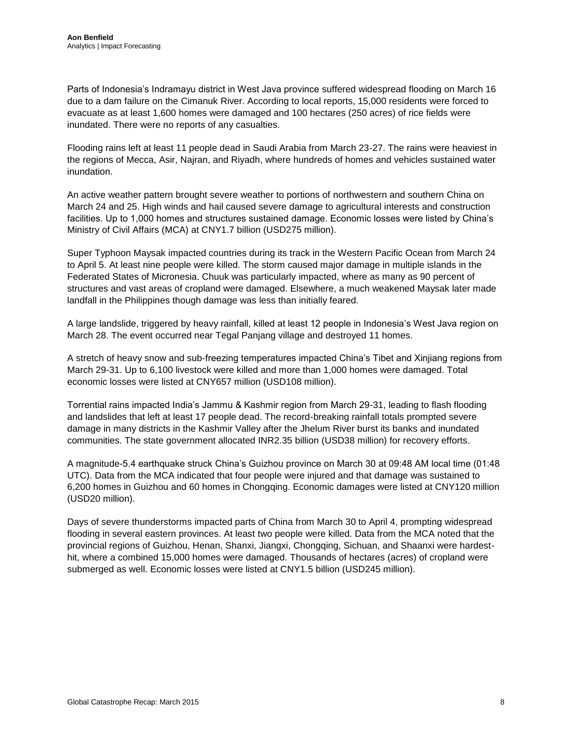Parts of Indonesia's Indramayu district in West Java province suffered widespread flooding on March 16 due to a dam failure on the Cimanuk River. According to local reports, 15,000 residents were forced to evacuate as at least 1,600 homes were damaged and 100 hectares (250 acres) of rice fields were inundated. There were no reports of any casualties.

Flooding rains left at least 11 people dead in Saudi Arabia from March 23-27. The rains were heaviest in the regions of Mecca, Asir, Najran, and Riyadh, where hundreds of homes and vehicles sustained water inundation.

An active weather pattern brought severe weather to portions of northwestern and southern China on March 24 and 25. High winds and hail caused severe damage to agricultural interests and construction facilities. Up to 1,000 homes and structures sustained damage. Economic losses were listed by China's Ministry of Civil Affairs (MCA) at CNY1.7 billion (USD275 million).

Super Typhoon Maysak impacted countries during its track in the Western Pacific Ocean from March 24 to April 5. At least nine people were killed. The storm caused major damage in multiple islands in the Federated States of Micronesia. Chuuk was particularly impacted, where as many as 90 percent of structures and vast areas of cropland were damaged. Elsewhere, a much weakened Maysak later made landfall in the Philippines though damage was less than initially feared.

A large landslide, triggered by heavy rainfall, killed at least 12 people in Indonesia's West Java region on March 28. The event occurred near Tegal Panjang village and destroyed 11 homes.

A stretch of heavy snow and sub-freezing temperatures impacted China's Tibet and Xinjiang regions from March 29-31. Up to 6,100 livestock were killed and more than 1,000 homes were damaged. Total economic losses were listed at CNY657 million (USD108 million).

Torrential rains impacted India's Jammu & Kashmir region from March 29-31, leading to flash flooding and landslides that left at least 17 people dead. The record-breaking rainfall totals prompted severe damage in many districts in the Kashmir Valley after the Jhelum River burst its banks and inundated communities. The state government allocated INR2.35 billion (USD38 million) for recovery efforts.

A magnitude-5.4 earthquake struck China's Guizhou province on March 30 at 09:48 AM local time (01:48 UTC). Data from the MCA indicated that four people were injured and that damage was sustained to 6,200 homes in Guizhou and 60 homes in Chongqing. Economic damages were listed at CNY120 million (USD20 million).

Days of severe thunderstorms impacted parts of China from March 30 to April 4, prompting widespread flooding in several eastern provinces. At least two people were killed. Data from the MCA noted that the provincial regions of Guizhou, Henan, Shanxi, Jiangxi, Chongqing, Sichuan, and Shaanxi were hardest-hit, where a combined 15,000 homes were damaged. Thousands of hectares (acres) of cropland were submerged as well. Economic losses were listed at CNY1.5 billion (USD245 million).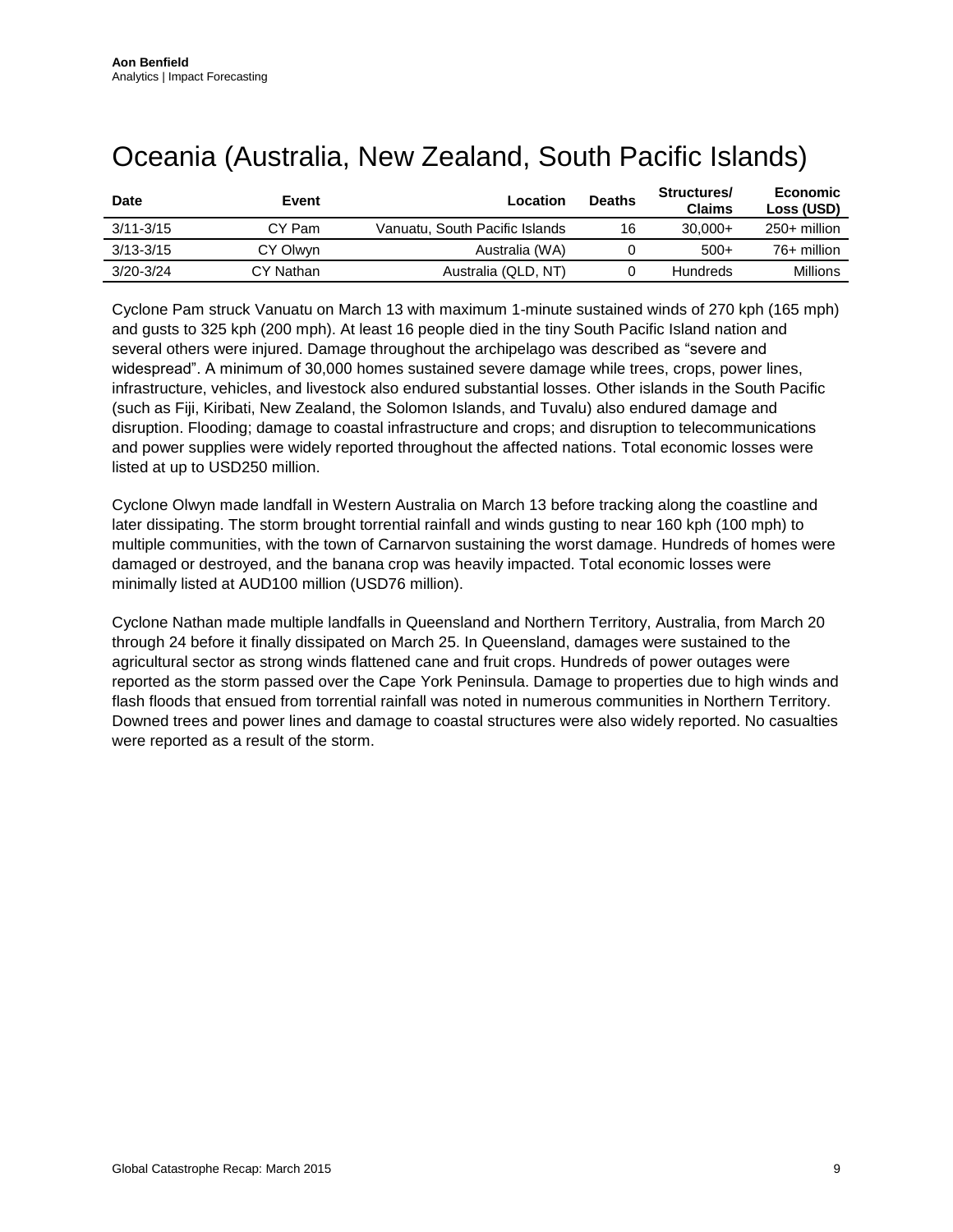# Oceania (Australia, New Zealand, South Pacific Islands)

| Date | Event | Location | Deaths | Structures/ Claims | Economic Loss (USD) |
|---|---|---|---|---|---|
| 3/11-3/15 | CY Pam | Vanuatu, South Pacific Islands | 16 | 30,000+ | 250+ million |
| 3/13-3/15 | CY Olwyn | Australia (WA) | 0 | 500+ | 76+ million |
| 3/20-3/24 | CY Nathan | Australia (QLD, NT) | 0 | Hundreds | Millions |

Cyclone Pam struck Vanuatu on March 13 with maximum 1-minute sustained winds of 270 kph (165 mph) and gusts to 325 kph (200 mph). At least 16 people died in the tiny South Pacific Island nation and several others were injured. Damage throughout the archipelago was described as "severe and widespread". A minimum of 30,000 homes sustained severe damage while trees, crops, power lines, infrastructure, vehicles, and livestock also endured substantial losses. Other islands in the South Pacific (such as Fiji, Kiribati, New Zealand, the Solomon Islands, and Tuvalu) also endured damage and disruption. Flooding; damage to coastal infrastructure and crops; and disruption to telecommunications and power supplies were widely reported throughout the affected nations. Total economic losses were listed at up to USD250 million.

Cyclone Olwyn made landfall in Western Australia on March 13 before tracking along the coastline and later dissipating. The storm brought torrential rainfall and winds gusting to near 160 kph (100 mph) to multiple communities, with the town of Carnarvon sustaining the worst damage. Hundreds of homes were damaged or destroyed, and the banana crop was heavily impacted. Total economic losses were minimally listed at AUD100 million (USD76 million).

Cyclone Nathan made multiple landfalls in Queensland and Northern Territory, Australia, from March 20 through 24 before it finally dissipated on March 25. In Queensland, damages were sustained to the agricultural sector as strong winds flattened cane and fruit crops. Hundreds of power outages were reported as the storm passed over the Cape York Peninsula. Damage to properties due to high winds and flash floods that ensued from torrential rainfall was noted in numerous communities in Northern Territory. Downed trees and power lines and damage to coastal structures were also widely reported. No casualties were reported as a result of the storm.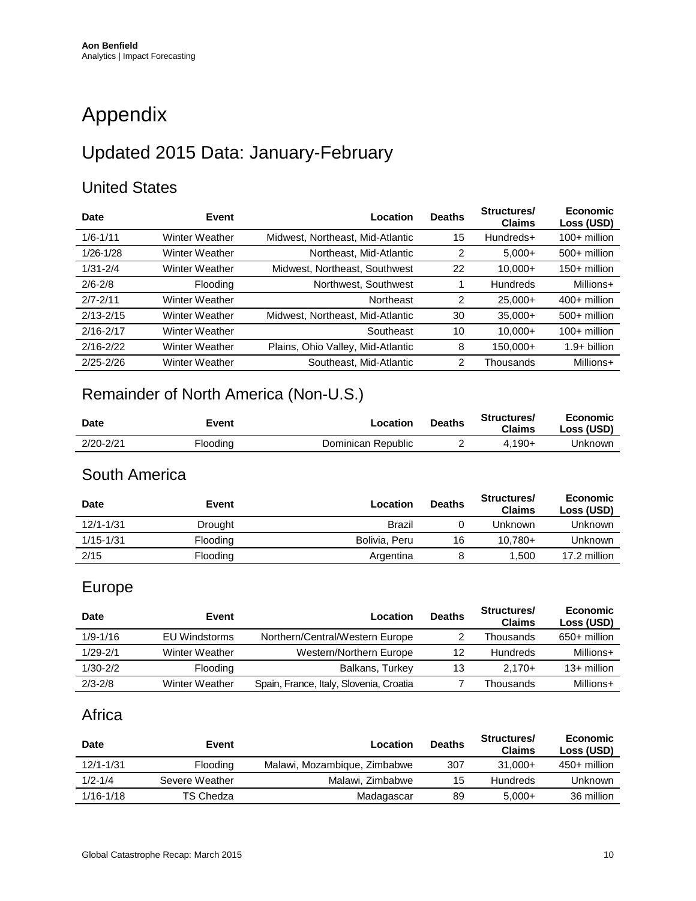# Appendix

## Updated 2015 Data: January-February

### United States

| Date | Event | Location | Deaths | Structures/ Claims | Economic Loss (USD) |
|---|---|---|---|---|---|
| 1/6-1/11 | Winter Weather | Midwest, Northeast, Mid-Atlantic | 15 | Hundreds+ | 100+ million |
| 1/26-1/28 | Winter Weather | Northeast, Mid-Atlantic | 2 | 5,000+ | 500+ million |
| 1/31-2/4 | Winter Weather | Midwest, Northeast, Southwest | 22 | 10,000+ | 150+ million |
| 2/6-2/8 | Flooding | Northwest, Southwest | 1 | Hundreds | Millions+ |
| 2/7-2/11 | Winter Weather | Northeast | 2 | 25,000+ | 400+ million |
| 2/13-2/15 | Winter Weather | Midwest, Northeast, Mid-Atlantic | 30 | 35,000+ | 500+ million |
| 2/16-2/17 | Winter Weather | Southeast | 10 | 10,000+ | 100+ million |
| 2/16-2/22 | Winter Weather | Plains, Ohio Valley, Mid-Atlantic | 8 | 150,000+ | 1.9+ billion |
| 2/25-2/26 | Winter Weather | Southeast, Mid-Atlantic | 2 | Thousands | Millions+ |

### Remainder of North America (Non-U.S.)

| Date | Event | Location | Deaths | Structures/ Claims | Economic Loss (USD) |
|---|---|---|---|---|---|
| 2/20-2/21 | Flooding | Dominican Republic | 2 | 4,190+ | Unknown |

### South America

| Date | Event | Location | Deaths | Structures/ Claims | Economic Loss (USD) |
|---|---|---|---|---|---|
| 12/1-1/31 | Drought | Brazil | 0 | Unknown | Unknown |
| 1/15-1/31 | Flooding | Bolivia, Peru | 16 | 10,780+ | Unknown |
| 2/15 | Flooding | Argentina | 8 | 1,500 | 17.2 million |

### Europe

| Date | Event | Location | Deaths | Structures/ Claims | Economic Loss (USD) |
|---|---|---|---|---|---|
| 1/9-1/16 | EU Windstorms | Northern/Central/Western Europe | 2 | Thousands | 650+ million |
| 1/29-2/1 | Winter Weather | Western/Northern Europe | 12 | Hundreds | Millions+ |
| 1/30-2/2 | Flooding | Balkans, Turkey | 13 | 2,170+ | 13+ million |
| 2/3-2/8 | Winter Weather | Spain, France, Italy, Slovenia, Croatia | 7 | Thousands | Millions+ |

### Africa

| Date | Event | Location | Deaths | Structures/ Claims | Economic Loss (USD) |
|---|---|---|---|---|---|
| 12/1-1/31 | Flooding | Malawi, Mozambique, Zimbabwe | 307 | 31,000+ | 450+ million |
| 1/2-1/4 | Severe Weather | Malawi, Zimbabwe | 15 | Hundreds | Unknown |
| 1/16-1/18 | TS Chedza | Madagascar | 89 | 5,000+ | 36 million |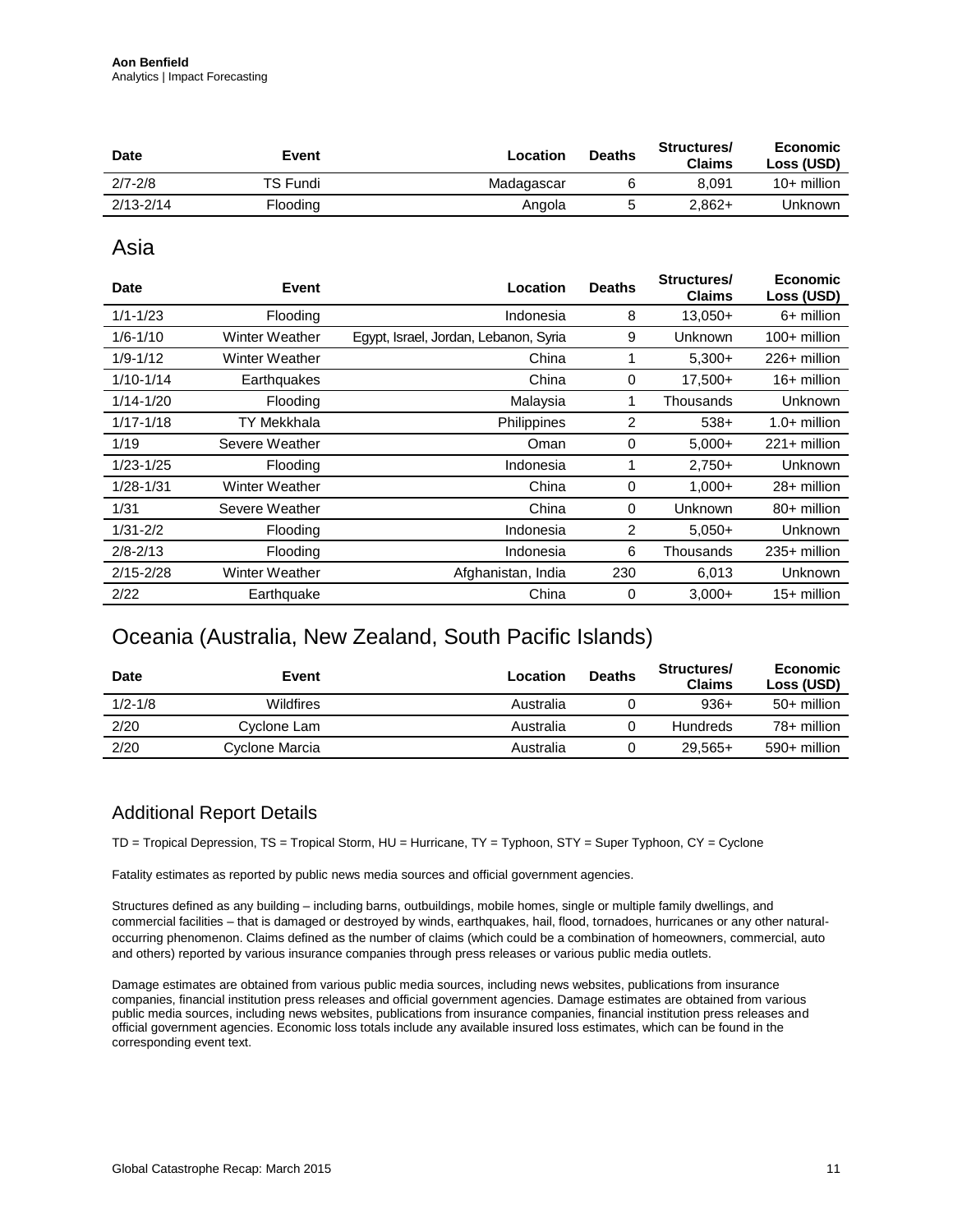| Date | Event | Location | Deaths | Structures/ Claims | Economic Loss (USD) |
|---|---|---|---|---|---|
| 2/7-2/8 | TS Fundi | Madagascar | 6 | 8,091 | 10+ million |
| 2/13-2/14 | Flooding | Angola | 5 | 2,862+ | Unknown |

## Asia

| Date | Event | Location | Deaths | Structures/ Claims | Economic Loss (USD) |
|---|---|---|---|---|---|
| 1/1-1/23 | Flooding | Indonesia | 8 | 13,050+ | 6+ million |
| 1/6-1/10 | Winter Weather | Egypt, Israel, Jordan, Lebanon, Syria | 9 | Unknown | 100+ million |
| 1/9-1/12 | Winter Weather | China | 1 | 5,300+ | 226+ million |
| 1/10-1/14 | Earthquakes | China | 0 | 17,500+ | 16+ million |
| 1/14-1/20 | Flooding | Malaysia | 1 | Thousands | Unknown |
| 1/17-1/18 | TY Mekkhala | Philippines | 2 | 538+ | 1.0+ million |
| 1/19 | Severe Weather | Oman | 0 | 5,000+ | 221+ million |
| 1/23-1/25 | Flooding | Indonesia | 1 | 2,750+ | Unknown |
| 1/28-1/31 | Winter Weather | China | 0 | 1,000+ | 28+ million |
| 1/31 | Severe Weather | China | 0 | Unknown | 80+ million |
| 1/31-2/2 | Flooding | Indonesia | 2 | 5,050+ | Unknown |
| 2/8-2/13 | Flooding | Indonesia | 6 | Thousands | 235+ million |
| 2/15-2/28 | Winter Weather | Afghanistan, India | 230 | 6,013 | Unknown |
| 2/22 | Earthquake | China | 0 | 3,000+ | 15+ million |

## Oceania (Australia, New Zealand, South Pacific Islands)

| Date | Event | Location | Deaths | Structures/ Claims | Economic Loss (USD) |
|---|---|---|---|---|---|
| 1/2-1/8 | Wildfires | Australia | 0 | 936+ | 50+ million |
| 2/20 | Cyclone Lam | Australia | 0 | Hundreds | 78+ million |
| 2/20 | Cyclone Marcia | Australia | 0 | 29,565+ | 590+ million |

## Additional Report Details

TD = Tropical Depression, TS = Tropical Storm, HU = Hurricane, TY = Typhoon, STY = Super Typhoon, CY = Cyclone

Fatality estimates as reported by public news media sources and official government agencies.

Structures defined as any building – including barns, outbuildings, mobile homes, single or multiple family dwellings, and commercial facilities – that is damaged or destroyed by winds, earthquakes, hail, flood, tornadoes, hurricanes or any other natural-occurring phenomenon. Claims defined as the number of claims (which could be a combination of homeowners, commercial, auto and others) reported by various insurance companies through press releases or various public media outlets.

Damage estimates are obtained from various public media sources, including news websites, publications from insurance companies, financial institution press releases and official government agencies. Damage estimates are obtained from various public media sources, including news websites, publications from insurance companies, financial institution press releases and official government agencies. Economic loss totals include any available insured loss estimates, which can be found in the corresponding event text.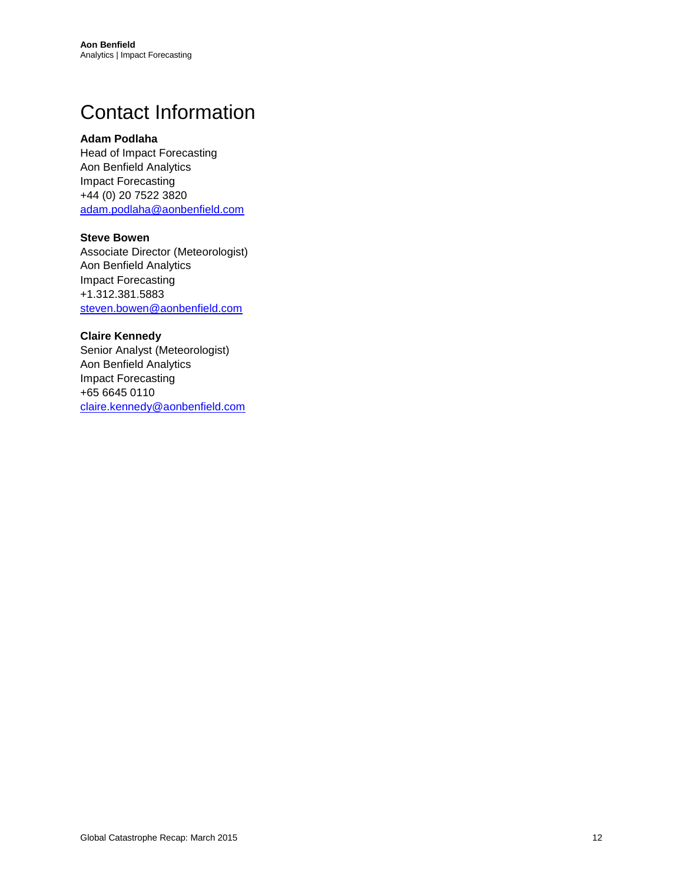# Contact Information

**Adam Podlaha**
Head of Impact Forecasting
Aon Benfield Analytics
Impact Forecasting
+44 (0) 20 7522 3820
adam.podlaha@aonbenfield.com

**Steve Bowen**
Associate Director (Meteorologist)
Aon Benfield Analytics
Impact Forecasting
+1.312.381.5883
steven.bowen@aonbenfield.com

**Claire Kennedy**
Senior Analyst (Meteorologist)
Aon Benfield Analytics
Impact Forecasting
+65 6645 0110
claire.kennedy@aonbenfield.com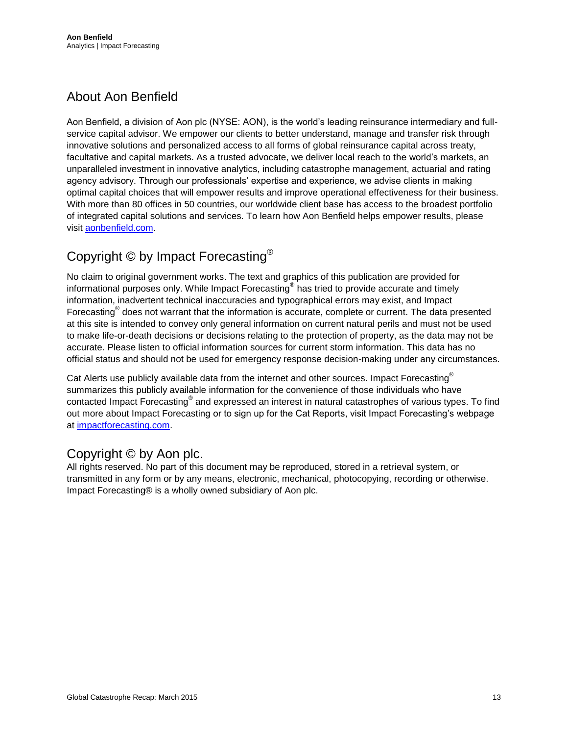## About Aon Benfield

Aon Benfield, a division of Aon plc (NYSE: AON), is the world's leading reinsurance intermediary and full-service capital advisor. We empower our clients to better understand, manage and transfer risk through innovative solutions and personalized access to all forms of global reinsurance capital across treaty, facultative and capital markets. As a trusted advocate, we deliver local reach to the world's markets, an unparalleled investment in innovative analytics, including catastrophe management, actuarial and rating agency advisory. Through our professionals' expertise and experience, we advise clients in making optimal capital choices that will empower results and improve operational effectiveness for their business. With more than 80 offices in 50 countries, our worldwide client base has access to the broadest portfolio of integrated capital solutions and services. To learn how Aon Benfield helps empower results, please visit [aonbenfield.com](http://aonbenfield.com).

## Copyright © by Impact Forecasting®

No claim to original government works. The text and graphics of this publication are provided for informational purposes only. While Impact Forecasting® has tried to provide accurate and timely information, inadvertent technical inaccuracies and typographical errors may exist, and Impact Forecasting® does not warrant that the information is accurate, complete or current. The data presented at this site is intended to convey only general information on current natural perils and must not be used to make life-or-death decisions or decisions relating to the protection of property, as the data may not be accurate. Please listen to official information sources for current storm information. This data has no official status and should not be used for emergency response decision-making under any circumstances.

Cat Alerts use publicly available data from the internet and other sources. Impact Forecasting® summarizes this publicly available information for the convenience of those individuals who have contacted Impact Forecasting® and expressed an interest in natural catastrophes of various types. To find out more about Impact Forecasting or to sign up for the Cat Reports, visit Impact Forecasting's webpage at [impactforecasting.com](http://impactforecasting.com).

## Copyright © by Aon plc.

All rights reserved. No part of this document may be reproduced, stored in a retrieval system, or transmitted in any form or by any means, electronic, mechanical, photocopying, recording or otherwise. Impact Forecasting® is a wholly owned subsidiary of Aon plc.